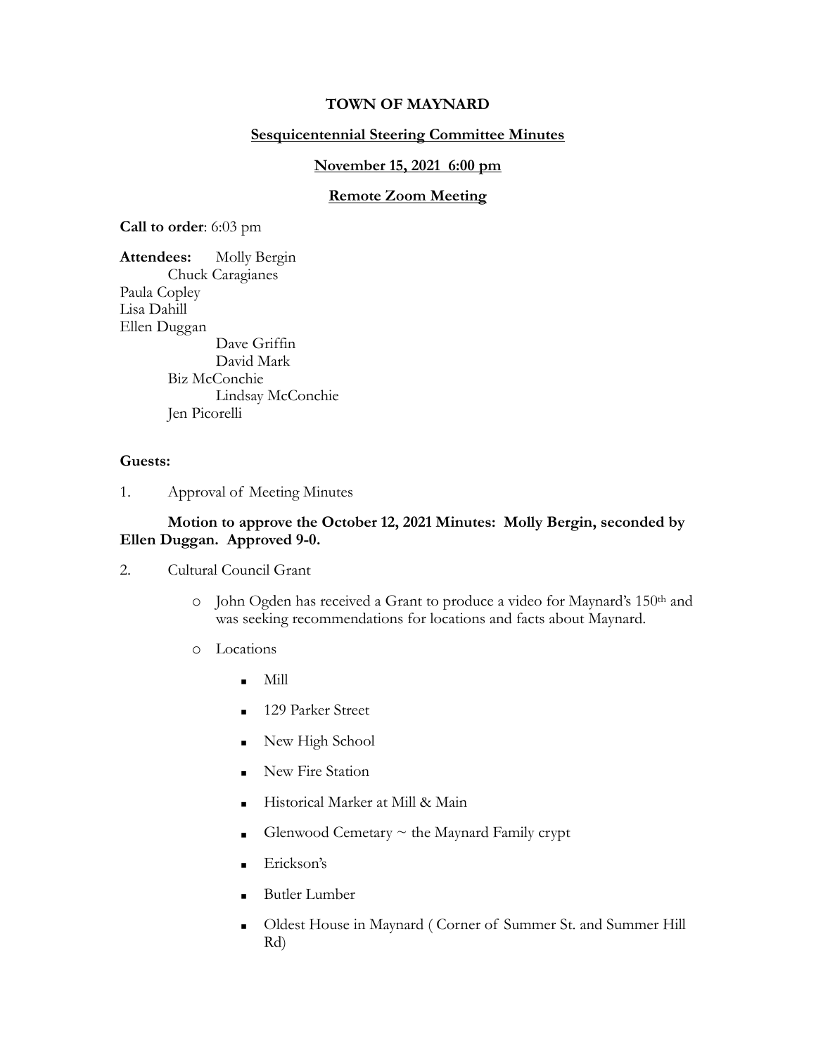**TOWN OF MAYNARD**

**Sesquicentennial Steering Committee Minutes**

**November 15, 2021 6:00 pm**

**Remote Zoom Meeting**

**Call to order**: 6:03 pm

**Attendees:**
- Molly Bergin
- Chuck Caragianes
- Paula Copley
- Lisa Dahill
- Ellen Duggan
- Dave Griffin
- David Mark
- Biz McConchie
- Lindsay McConchie
- Jen Picorelli

**Guests:**

1. Approval of Meeting Minutes

   **Motion to approve the October 12, 2021 Minutes: Molly Bergin, seconded by Ellen Duggan. Approved 9-0.**

2. Cultural Council Grant

   - John Ogden has received a Grant to produce a video for Maynard's 150th and was seeking recommendations for locations and facts about Maynard.
   - Locations
     - Mill
     - 129 Parker Street
     - New High School
     - New Fire Station
     - Historical Marker at Mill & Main
     - Glenwood Cemetary ~ the Maynard Family crypt
     - Erickson's
     - Butler Lumber
     - Oldest House in Maynard ( Corner of Summer St. and Summer Hill Rd)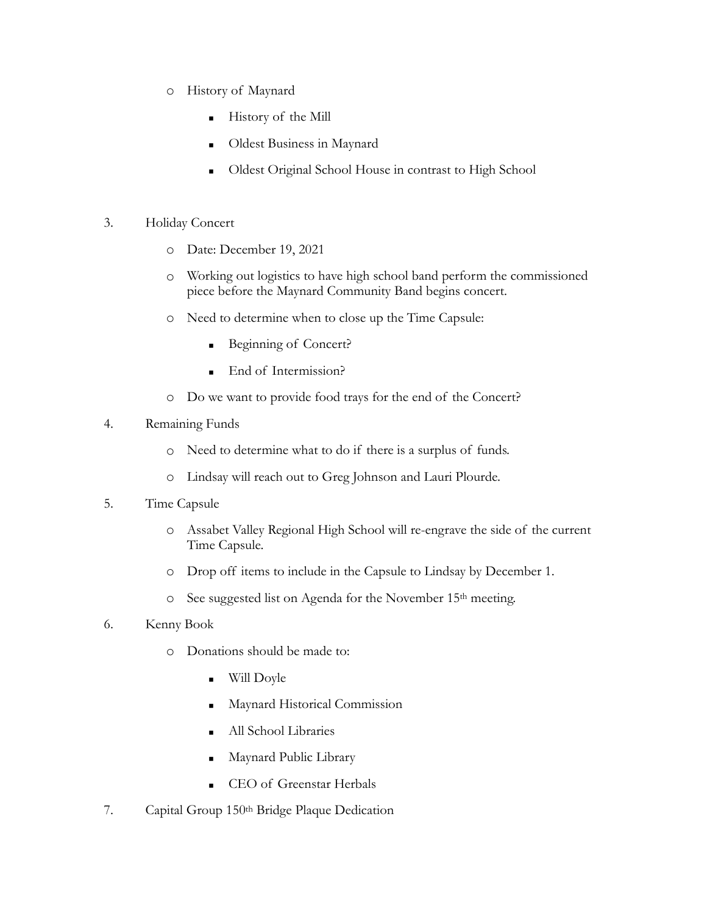- History of Maynard
    - History of the Mill
    - Oldest Business in Maynard
    - Oldest Original School House in contrast to High School

3. Holiday Concert
    - Date: December 19, 2021
    - Working out logistics to have high school band perform the commissioned piece before the Maynard Community Band begins concert.
    - Need to determine when to close up the Time Capsule:
        - Beginning of Concert?
        - End of Intermission?
    - Do we want to provide food trays for the end of the Concert?

4. Remaining Funds
    - Need to determine what to do if there is a surplus of funds.
    - Lindsay will reach out to Greg Johnson and Lauri Plourde.

5. Time Capsule
    - Assabet Valley Regional High School will re-engrave the side of the current Time Capsule.
    - Drop off items to include in the Capsule to Lindsay by December 1.
    - See suggested list on Agenda for the November 15th meeting.

6. Kenny Book
    - Donations should be made to:
        - Will Doyle
        - Maynard Historical Commission
        - All School Libraries
        - Maynard Public Library
        - CEO of Greenstar Herbals

7. Capital Group 150th Bridge Plaque Dedication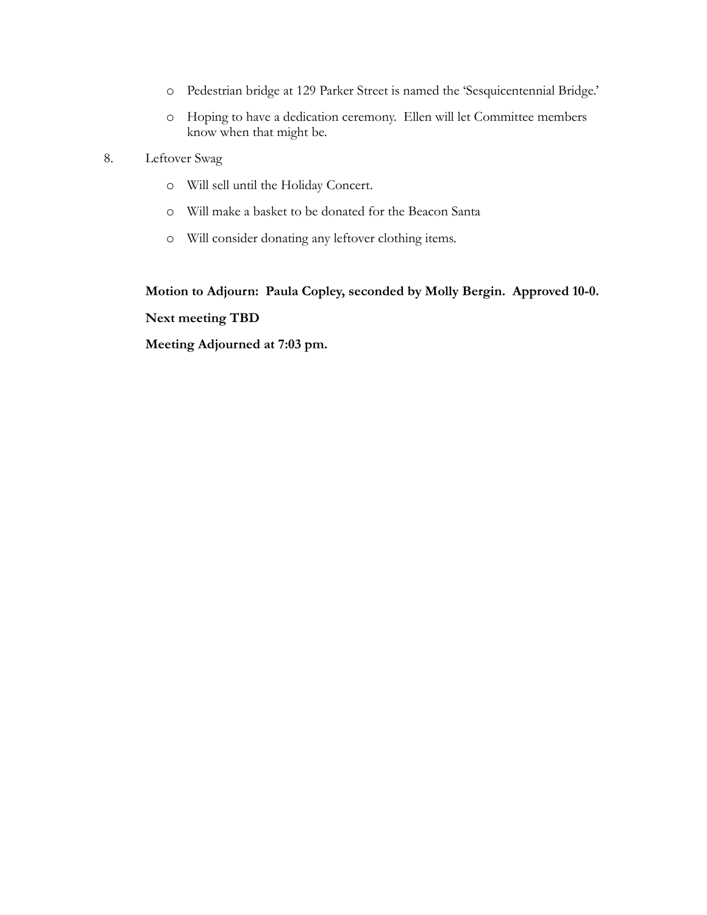- Pedestrian bridge at 129 Parker Street is named the 'Sesquicentennial Bridge.'
- Hoping to have a dedication ceremony. Ellen will let Committee members know when that might be.

8. Leftover Swag
   - Will sell until the Holiday Concert.
   - Will make a basket to be donated for the Beacon Santa
   - Will consider donating any leftover clothing items.

**Motion to Adjourn: Paula Copley, seconded by Molly Bergin. Approved 10-0.**

**Next meeting TBD**

**Meeting Adjourned at 7:03 pm.**